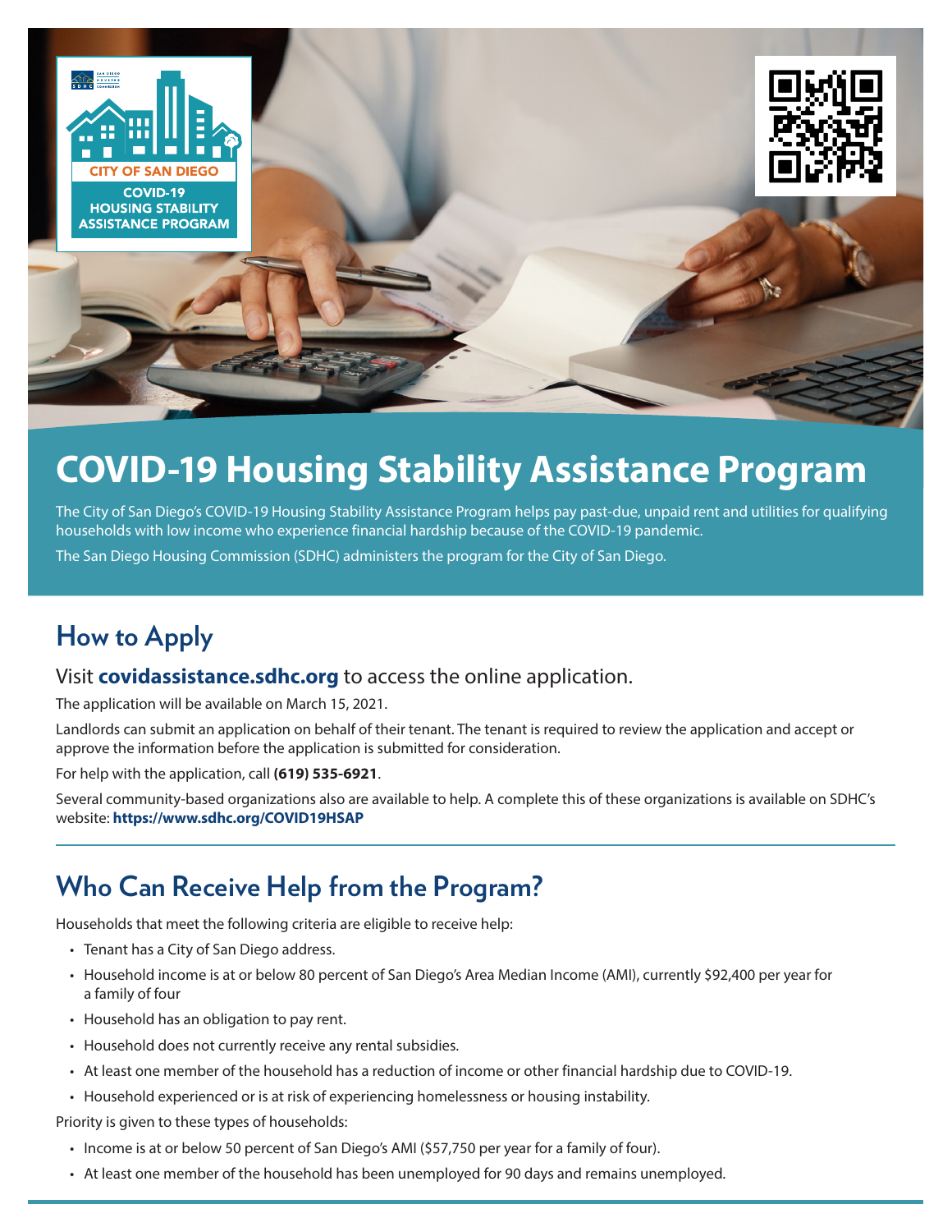CITY OF SAN DIEGO
COVID-19
HOUSING STABILITY
ASSISTANCE PROGRAM

# COVID-19 Housing Stability Assistance Program

The City of San Diego's COVID-19 Housing Stability Assistance Program helps pay past-due, unpaid rent and utilities for qualifying households with low income who experience financial hardship because of the COVID-19 pandemic.

The San Diego Housing Commission (SDHC) administers the program for the City of San Diego.

## How to Apply

### Visit **covidassistance.sdhc.org** to access the online application.

The application will be available on March 15, 2021.

Landlords can submit an application on behalf of their tenant. The tenant is required to review the application and accept or approve the information before the application is submitted for consideration.

For help with the application, call **(619) 535-6921**.

Several community-based organizations also are available to help. A complete this of these organizations is available on SDHC's website: **https://www.sdhc.org/COVID19HSAP**

## Who Can Receive Help from the Program?

Households that meet the following criteria are eligible to receive help:

- Tenant has a City of San Diego address.
- Household income is at or below 80 percent of San Diego's Area Median Income (AMI), currently $92,400 per year for a family of four
- Household has an obligation to pay rent.
- Household does not currently receive any rental subsidies.
- At least one member of the household has a reduction of income or other financial hardship due to COVID-19.
- Household experienced or is at risk of experiencing homelessness or housing instability.

Priority is given to these types of households:

- Income is at or below 50 percent of San Diego's AMI ($57,750 per year for a family of four).
- At least one member of the household has been unemployed for 90 days and remains unemployed.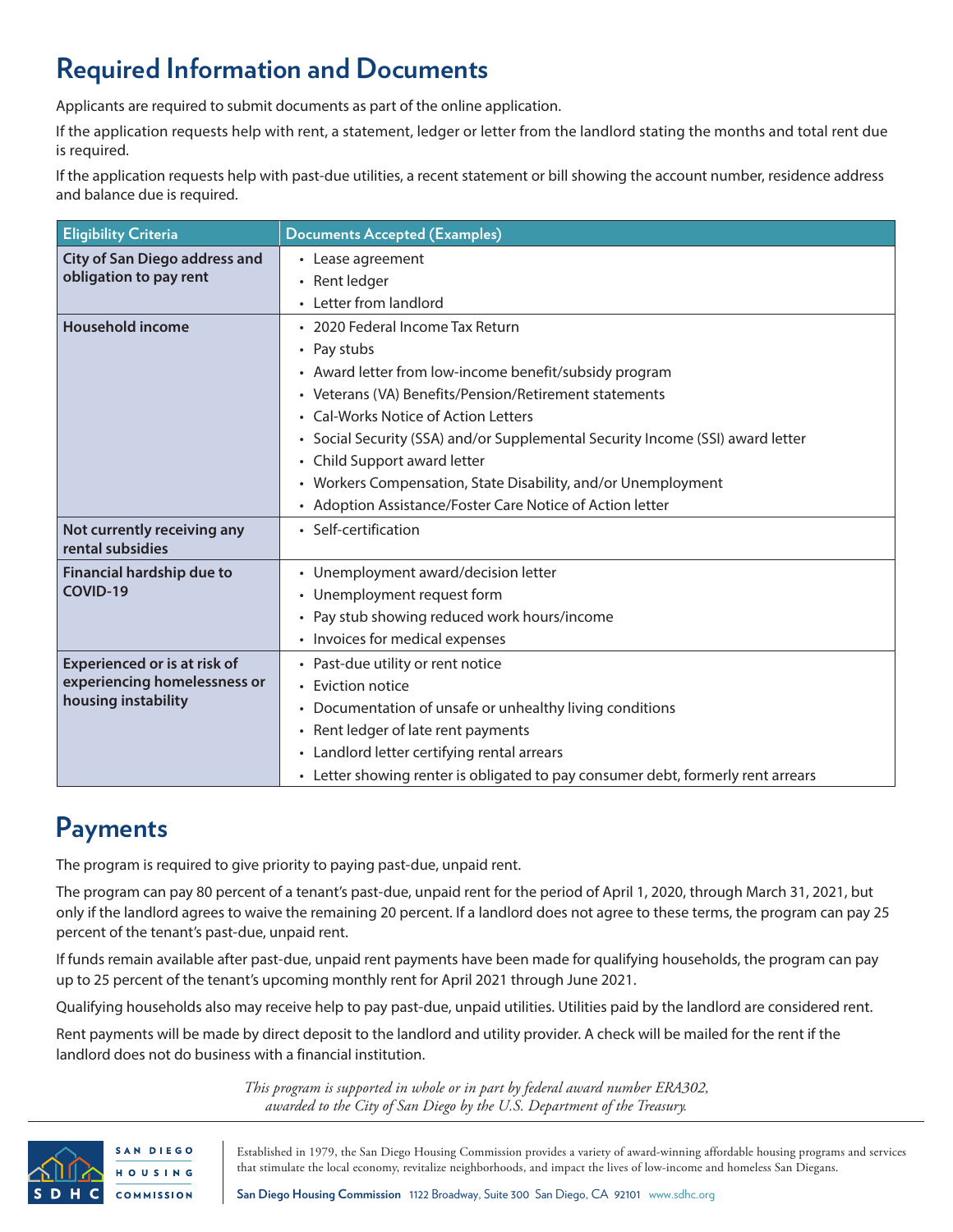## Required Information and Documents

Applicants are required to submit documents as part of the online application.

If the application requests help with rent, a statement, ledger or letter from the landlord stating the months and total rent due is required.

If the application requests help with past-due utilities, a recent statement or bill showing the account number, residence address and balance due is required.

| Eligibility Criteria | Documents Accepted (Examples) |
|---|---|
| **City of San Diego address and obligation to pay rent** | • Lease agreement<br>• Rent ledger<br>• Letter from landlord |
| **Household income** | • 2020 Federal Income Tax Return<br>• Pay stubs<br>• Award letter from low-income benefit/subsidy program<br>• Veterans (VA) Benefits/Pension/Retirement statements<br>• Cal-Works Notice of Action Letters<br>• Social Security (SSA) and/or Supplemental Security Income (SSI) award letter<br>• Child Support award letter<br>• Workers Compensation, State Disability, and/or Unemployment<br>• Adoption Assistance/Foster Care Notice of Action letter |
| **Not currently receiving any rental subsidies** | • Self-certification |
| **Financial hardship due to COVID-19** | • Unemployment award/decision letter<br>• Unemployment request form<br>• Pay stub showing reduced work hours/income<br>• Invoices for medical expenses |
| **Experienced or is at risk of experiencing homelessness or housing instability** | • Past-due utility or rent notice<br>• Eviction notice<br>• Documentation of unsafe or unhealthy living conditions<br>• Rent ledger of late rent payments<br>• Landlord letter certifying rental arrears<br>• Letter showing renter is obligated to pay consumer debt, formerly rent arrears |

## Payments

The program is required to give priority to paying past-due, unpaid rent.

The program can pay 80 percent of a tenant's past-due, unpaid rent for the period of April 1, 2020, through March 31, 2021, but only if the landlord agrees to waive the remaining 20 percent. If a landlord does not agree to these terms, the program can pay 25 percent of the tenant's past-due, unpaid rent.

If funds remain available after past-due, unpaid rent payments have been made for qualifying households, the program can pay up to 25 percent of the tenant's upcoming monthly rent for April 2021 through June 2021.

Qualifying households also may receive help to pay past-due, unpaid utilities. Utilities paid by the landlord are considered rent.

Rent payments will be made by direct deposit to the landlord and utility provider. A check will be mailed for the rent if the landlord does not do business with a financial institution.

*This program is supported in whole or in part by federal award number ERA302, awarded to the City of San Diego by the U.S. Department of the Treasury.*

SAN DIEGO HOUSING COMMISSION SDHC

Established in 1979, the San Diego Housing Commission provides a variety of award-winning affordable housing programs and services that stimulate the local economy, revitalize neighborhoods, and impact the lives of low-income and homeless San Diegans.

**San Diego Housing Commission** 1122 Broadway, Suite 300 San Diego, CA 92101 www.sdhc.org